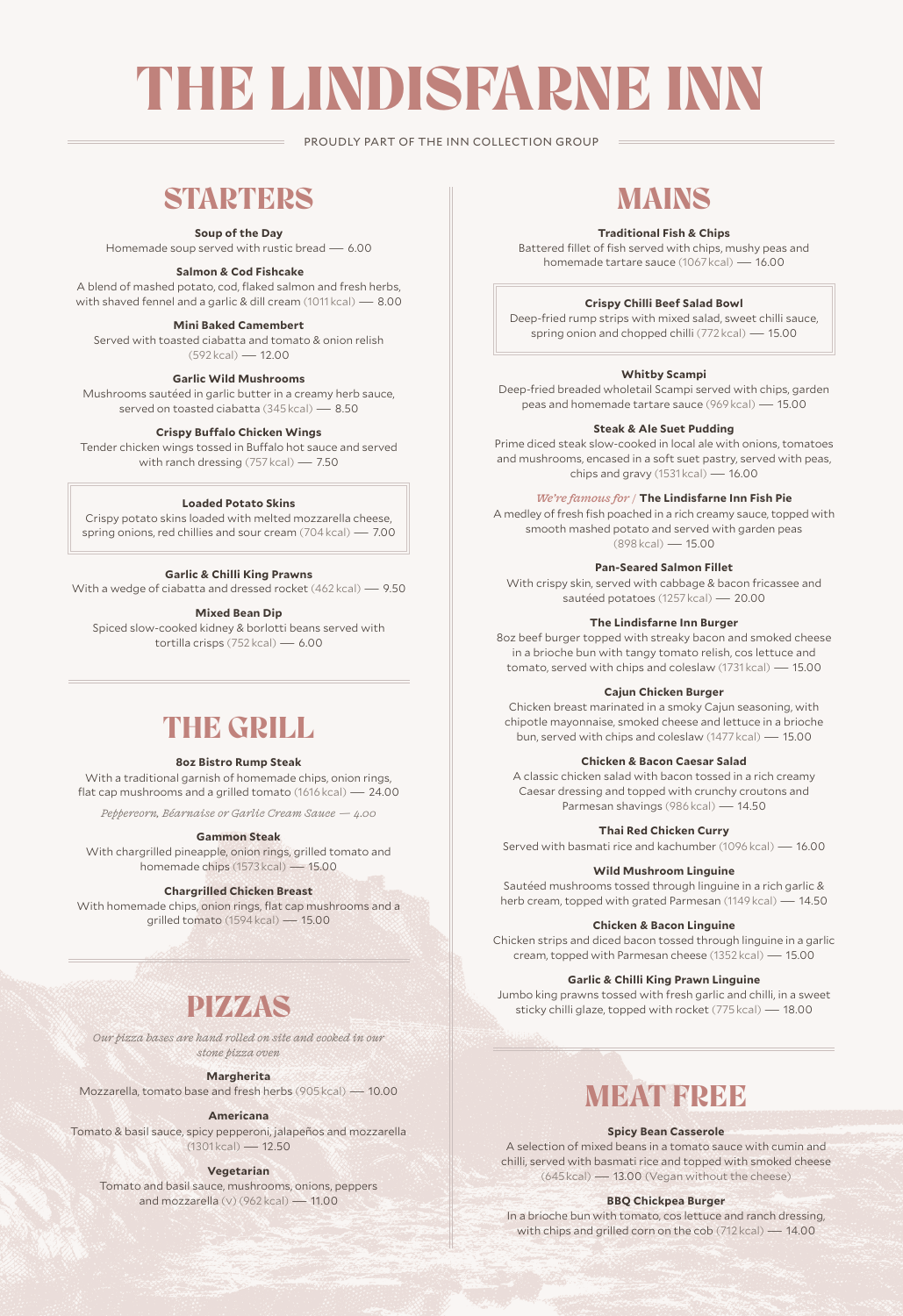# THE LINDISFARNE INN

PROUDLY PART OF THE INN COLLECTION GROUP

## STARTERS

**Soup of the Day**
Homemade soup served with rustic bread — 6.00

**Salmon & Cod Fishcake**
A blend of mashed potato, cod, flaked salmon and fresh herbs, with shaved fennel and a garlic & dill cream (1011 kcal) — 8.00

**Mini Baked Camembert**
Served with toasted ciabatta and tomato & onion relish (592 kcal) — 12.00

**Garlic Wild Mushrooms**
Mushrooms sautéed in garlic butter in a creamy herb sauce, served on toasted ciabatta (345 kcal) — 8.50

**Crispy Buffalo Chicken Wings**
Tender chicken wings tossed in Buffalo hot sauce and served with ranch dressing (757 kcal) — 7.50

**Loaded Potato Skins**
Crispy potato skins loaded with melted mozzarella cheese, spring onions, red chillies and sour cream (704 kcal) — 7.00

**Garlic & Chilli King Prawns**
With a wedge of ciabatta and dressed rocket (462 kcal) — 9.50

**Mixed Bean Dip**
Spiced slow-cooked kidney & borlotti beans served with tortilla crisps (752 kcal) — 6.00

## THE GRILL

**8oz Bistro Rump Steak**
With a traditional garnish of homemade chips, onion rings, flat cap mushrooms and a grilled tomato (1616 kcal) — 24.00

*Peppercorn, Béarnaise or Garlic Cream Sauce — 4.00*

**Gammon Steak**
With chargrilled pineapple, onion rings, grilled tomato and homemade chips (1573 kcal) — 15.00

**Chargrilled Chicken Breast**
With homemade chips, onion rings, flat cap mushrooms and a grilled tomato (1594 kcal) — 15.00

## PIZZAS

*Our pizza bases are hand rolled on site and cooked in our stone pizza oven*

**Margherita**
Mozzarella, tomato base and fresh herbs (905 kcal) — 10.00

**Americana**
Tomato & basil sauce, spicy pepperoni, jalapeños and mozzarella (1301 kcal) — 12.50

**Vegetarian**
Tomato and basil sauce, mushrooms, onions, peppers and mozzarella (v) (962 kcal) — 11.00

## MAINS

**Traditional Fish & Chips**
Battered fillet of fish served with chips, mushy peas and homemade tartare sauce (1067 kcal) — 16.00

**Crispy Chilli Beef Salad Bowl**
Deep-fried rump strips with mixed salad, sweet chilli sauce, spring onion and chopped chilli (772 kcal) — 15.00

**Whitby Scampi**
Deep-fried breaded wholetail Scampi served with chips, garden peas and homemade tartare sauce (969 kcal) — 15.00

**Steak & Ale Suet Pudding**
Prime diced steak slow-cooked in local ale with onions, tomatoes and mushrooms, encased in a soft suet pastry, served with peas, chips and gravy (1531 kcal) — 16.00

*We're famous for* / **The Lindisfarne Inn Fish Pie**
A medley of fresh fish poached in a rich creamy sauce, topped with smooth mashed potato and served with garden peas (898 kcal) — 15.00

**Pan-Seared Salmon Fillet**
With crispy skin, served with cabbage & bacon fricassee and sautéed potatoes (1257 kcal) — 20.00

**The Lindisfarne Inn Burger**
8oz beef burger topped with streaky bacon and smoked cheese in a brioche bun with tangy tomato relish, cos lettuce and tomato, served with chips and coleslaw (1731 kcal) — 15.00

**Cajun Chicken Burger**
Chicken breast marinated in a smoky Cajun seasoning, with chipotle mayonnaise, smoked cheese and lettuce in a brioche bun, served with chips and coleslaw (1477 kcal) — 15.00

**Chicken & Bacon Caesar Salad**
A classic chicken salad with bacon tossed in a rich creamy Caesar dressing and topped with crunchy croutons and Parmesan shavings (986 kcal) — 14.50

**Thai Red Chicken Curry**
Served with basmati rice and kachumber (1096 kcal) — 16.00

**Wild Mushroom Linguine**
Sautéed mushrooms tossed through linguine in a rich garlic & herb cream, topped with grated Parmesan (1149 kcal) — 14.50

**Chicken & Bacon Linguine**
Chicken strips and diced bacon tossed through linguine in a garlic cream, topped with Parmesan cheese (1352 kcal) — 15.00

**Garlic & Chilli King Prawn Linguine**
Jumbo king prawns tossed with fresh garlic and chilli, in a sweet sticky chilli glaze, topped with rocket (775 kcal) — 18.00

## MEAT FREE

**Spicy Bean Casserole**
A selection of mixed beans in a tomato sauce with cumin and chilli, served with basmati rice and topped with smoked cheese (645 kcal) — 13.00 (Vegan without the cheese)

**BBQ Chickpea Burger**
In a brioche bun with tomato, cos lettuce and ranch dressing, with chips and grilled corn on the cob (712 kcal) — 14.00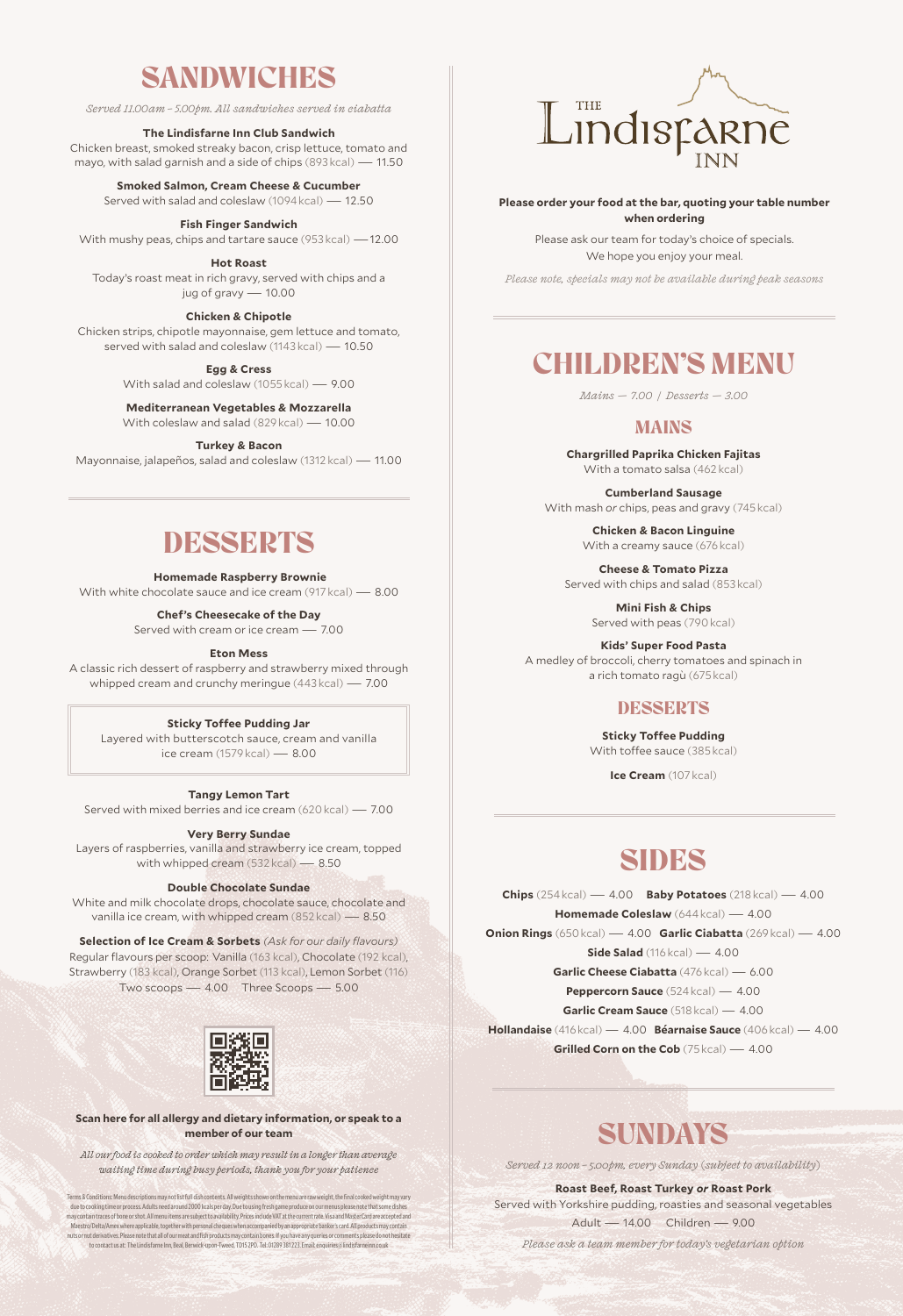# SANDWICHES

*Served 11.00am – 5.00pm. All sandwiches served in ciabatta*

**The Lindisfarne Inn Club Sandwich**
Chicken breast, smoked streaky bacon, crisp lettuce, tomato and mayo, with salad garnish and a side of chips (893 kcal) — 11.50

**Smoked Salmon, Cream Cheese & Cucumber**
Served with salad and coleslaw (1094 kcal) — 12.50

**Fish Finger Sandwich**
With mushy peas, chips and tartare sauce (953 kcal) — 12.00

**Hot Roast**
Today's roast meat in rich gravy, served with chips and a jug of gravy — 10.00

**Chicken & Chipotle**
Chicken strips, chipotle mayonnaise, gem lettuce and tomato, served with salad and coleslaw (1143 kcal) — 10.50

**Egg & Cress**
With salad and coleslaw (1055 kcal) — 9.00

**Mediterranean Vegetables & Mozzarella**
With coleslaw and salad (829 kcal) — 10.00

**Turkey & Bacon**
Mayonnaise, jalapeños, salad and coleslaw (1312 kcal) — 11.00

# DESSERTS

**Homemade Raspberry Brownie**
With white chocolate sauce and ice cream (917 kcal) — 8.00

**Chef's Cheesecake of the Day**
Served with cream or ice cream — 7.00

**Eton Mess**
A classic rich dessert of raspberry and strawberry mixed through whipped cream and crunchy meringue (443 kcal) — 7.00

**Sticky Toffee Pudding Jar**
Layered with butterscotch sauce, cream and vanilla ice cream (1579 kcal) — 8.00

**Tangy Lemon Tart**
Served with mixed berries and ice cream (620 kcal) — 7.00

**Very Berry Sundae**
Layers of raspberries, vanilla and strawberry ice cream, topped with whipped cream (532 kcal) — 8.50

**Double Chocolate Sundae**
White and milk chocolate drops, chocolate sauce, chocolate and vanilla ice cream, with whipped cream (852 kcal) — 8.50

**Selection of Ice Cream & Sorbets** *(Ask for our daily flavours)*
Regular flavours per scoop: Vanilla (163 kcal), Chocolate (192 kcal), Strawberry (183 kcal), Orange Sorbet (113 kcal), Lemon Sorbet (116)
Two scoops — 4.00 Three Scoops — 5.00

**Scan here for all allergy and dietary information, or speak to a member of our team**

*All our food is cooked to order which may result in a longer than average waiting time during busy periods, thank you for your patience*

Terms & Conditions: Menu descriptions may not list full dish contents. All weights shown on the menu are raw weight, the final cooked weight may vary due to cooking time or process. Adults need around 2000 kcals per day. Due to using fresh game produce on our menus please note that some dishes may contain traces of bone or shot. All menu items are subject to availability. Prices include VAT at the current rate. Visa and MasterCard are accepted and Maestro/Delta/Amex where applicable, together with personal cheques when accompanied by an appropriate banker's card. All products may contain nuts or nut derivatives. Please note that all of our meat and fish products may contain bones. If you have any queries or comments please do not hesitate to contact us at: The Lindisfarne Inn, Beal, Berwick-upon-Tweed, TD15 2PD. Tel: 01289 381223. Email: enquiries@lindisfarneinn.co.uk

THE Lindisfarne INN

**Please order your food at the bar, quoting your table number when ordering**

Please ask our team for today's choice of specials.
We hope you enjoy your meal.

*Please note, specials may not be available during peak seasons*

# CHILDREN'S MENU

*Mains — 7.00 | Desserts — 3.00*

## MAINS

**Chargrilled Paprika Chicken Fajitas**
With a tomato salsa (462 kcal)

**Cumberland Sausage**
With mash *or* chips, peas and gravy (745 kcal)

**Chicken & Bacon Linguine**
With a creamy sauce (676 kcal)

**Cheese & Tomato Pizza**
Served with chips and salad (853 kcal)

**Mini Fish & Chips**
Served with peas (790 kcal)

**Kids' Super Food Pasta**
A medley of broccoli, cherry tomatoes and spinach in a rich tomato ragù (675 kcal)

## DESSERTS

**Sticky Toffee Pudding**
With toffee sauce (385 kcal)

**Ice Cream** (107 kcal)

# SIDES

**Chips** (254 kcal) — 4.00 **Baby Potatoes** (218 kcal) — 4.00
**Homemade Coleslaw** (644 kcal) — 4.00
**Onion Rings** (650 kcal) — 4.00 **Garlic Ciabatta** (269 kcal) — 4.00
**Side Salad** (116 kcal) — 4.00
**Garlic Cheese Ciabatta** (476 kcal) — 6.00
**Peppercorn Sauce** (524 kcal) — 4.00
**Garlic Cream Sauce** (518 kcal) — 4.00
**Hollandaise** (416 kcal) — 4.00 **Béarnaise Sauce** (406 kcal) — 4.00
**Grilled Corn on the Cob** (75 kcal) — 4.00

# SUNDAYS

*Served 12 noon – 5.00pm, every Sunday (subject to availability)*

**Roast Beef, Roast Turkey *or* Roast Pork**
Served with Yorkshire pudding, roasties and seasonal vegetables
Adult — 14.00 Children — 9.00

*Please ask a team member for today's vegetarian option*